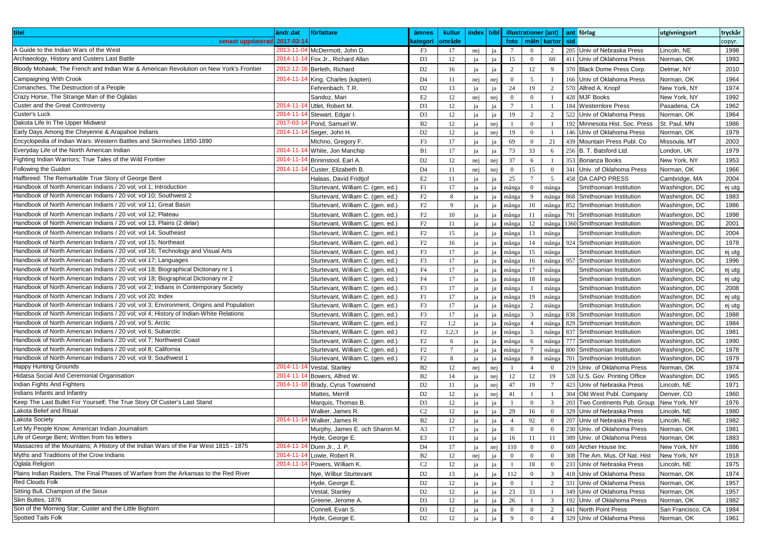| titel | ändr.dat | författare | ämnes | kultur | index | bibl | illustrationer (ant) | | | ant | förlag | utgivningsort | tryckår |
|---|---|---|---|---|---|---|---|---|---|---|---|---|---|
| senast uppdaterad | 2017-03-14 | | kategori | område | | | foto | måln | kartor | sid | | | copyr. |
| A Guide to the Indian Wars of the West | 2013-11-04 | McDermott, John D. | F3 | 17 | nej | ja | 7 | 0 | 2 | 205 | Univ of Nebraska Press | Lincoln, NE | 1998 |
| Archaeology, History and Custers Last Battle | 2014-11-14 | Fox Jr., Richard Allan | D3 | 12 | ja | ja | 15 | 0 | 60 | 411 | Univ of Oklahoma Press | Norman, OK | 1993 |
| Bloody Mohawk; The French and Indian War & American Revolution on New York's Frontier | 2012-12-16 | Berleth, Richard | D2 | 16 | ja | ja | 2 | 12 | 9 | 370 | Black Dome Press Corp. | Delmar, NY | 2010 |
| Campaigning With Crook | 2014-11-14 | King, Charles (kapten) | D4 | 11 | nej | nej | 0 | 5 | 1 | 166 | Univ of Oklahoma Press | Norman, OK | 1964 |
| Comanches, The Destruction of a People | | Fehrenbach, T.R. | D2 | 13 | ja | ja | 24 | 19 | 2 | 570 | Alfred A. Knopf | New York, NY | 1974 |
| Crazy Horse, The Strange Man of the Oglalas | | Sandoz, Mari | E2 | 12 | nej | nej | 0 | 0 | 1 | 428 | MJF Books | New York, NY | 1992 |
| Custer and the Great Controversy | 2014-11-14 | Utlet, Robert M. | D3 | 12 | ja | ja | 7 | 1 | 1 | 184 | Westernlore Press | Pasadena, CA | 1962 |
| Custer's Luck | 2014-11-14 | Stewart, Edgar I. | D3 | 12 | ja | ja | 19 | 2 | 2 | 522 | Univ of Oklahoma Press | Norman, OK | 1964 |
| Dakota Life In The Upper Midwest | 2017-03-14 | Pond, Samuel W. | B2 | 12 | ja | nej | 1 | 0 | 1 | 192 | Minnesota Hist. Soc. Press | St. Paul, MN | 1986 |
| Early Days Among the Cheyenne & Arapahoe Indians | 2014-11-14 | Seger, John H. | D2 | 12 | ja | nej | 19 | 0 | 1 | 146 | Univ of Oklahoma Press | Norman, OK | 1979 |
| Encyclopedia of Indian Wars: Western Battles and Skirmishes 1850-1890 | | Michno, Gregory F. | F3 | 17 | ja | ja | 69 | 0 | 21 | 439 | Mountain Press Publ. Co | Missoula, MT | 2003 |
| Everyday Life of the North American Indian | 2014-11-14 | White, Jon Manchip | B1 | 17 | ja | ja | 73 | 33 | 6 | 256 | B. T. Batsford Ltd. | London, UK | 1979 |
| Fighting Indian Warriors; True Tales of the Wild Frontier | 2014-11-14 | Brininstool, Earl A. | D2 | 12 | nej | nej | 37 | 6 | 1 | 353 | Bonanza Books | New York, NY | 1953 |
| Following the Guidon | 2014-11-14 | Custer, Elizabeth B. | D4 | 11 | nej | nej | 0 | 15 | 0 | 341 | Univ. of Oklahoma Press | Norman, OK | 1966 |
| Halfbreed: The Remarkable True Story of George Bent | | Halaas, David Fridtjof | E2 | 11 | ja | ja | 25 | 7 | 5 | 458 | DA CAPO PRESS | Cambridge, MA | 2004 |
| Handbook of North American Indians / 20 vol; vol 1; Introduction | | Sturtevant, William C. (gen. ed.) | F1 | 17 | ja | ja | många | 0 | många | | Smithsonian Institution | Washington, DC | ej utg |
| Handbook of North American Indians / 20 vol; vol 10; Southwest 2 | | Sturtevant, William C. (gen. ed.) | F2 | 8 | ja | ja | många | 9 | många | 868 | Smithsonian Institution | Washington, DC | 1983 |
| Handbook of North American Indians / 20 vol; vol 11; Great Basin | | Sturtevant, William C. (gen. ed.) | F2 | 9 | ja | ja | många | 10 | många | 852 | Smithsonian Institution | Washington, DC | 1986 |
| Handbook of North American Indians / 20 vol; vol 12; Plateau | | Sturtevant, William C. (gen. ed.) | F2 | 10 | ja | ja | många | 11 | många | 791 | Smithsonian Institution | Washington, DC | 1998 |
| Handbook of North American Indians / 20 vol; vol 13; Plains (2 delar) | | Sturtevant, William C. (gen. ed.) | F2 | 11 | ja | ja | många | 12 | många | 1360 | Smithsonian Institution | Washington, DC | 2001 |
| Handbook of North American Indians / 20 vol; vol 14; Southeast | | Sturtevant, William C. (gen. ed.) | F2 | 15 | ja | ja | många | 13 | många | | Smithsonian Institution | Washington, DC | 2004 |
| Handbook of North American Indians / 20 vol; vol 15; Northeast | | Sturtevant, William C. (gen. ed.) | F2 | 16 | ja | ja | många | 14 | många | 924 | Smithsonian Institution | Washington, DC | 1978 |
| Handbook of North American Indians / 20 vol; vol 16; Technology and Visual Arts | | Sturtevant, William C. (gen. ed.) | F3 | 17 | ja | ja | många | 15 | många | | Smithsonian Institution | Washington, DC | ej utg |
| Handbook of North American Indians / 20 vol; vol 17; Languages | | Sturtevant, William C. (gen. ed.) | F3 | 17 | ja | ja | många | 16 | många | 957 | Smithsonian Institution | Washington, DC | 1996 |
| Handbook of North American Indians / 20 vol; vol 18; Biographical Dictionary nr 1 | | Sturtevant, William C. (gen. ed.) | F4 | 17 | ja | ja | många | 17 | många | | Smithsonian Institution | Washington, DC | ej utg |
| Handbook of North American Indians / 20 vol; vol 18; Biographical Dictionary nr 2 | | Sturtevant, William C. (gen. ed.) | F4 | 17 | ja | ja | många | 18 | många | | Smithsonian Institution | Washington, DC | ej utg |
| Handbook of North American Indians / 20 vol; vol 2; Indians in Contemporary Society | | Sturtevant, William C. (gen. ed.) | F3 | 17 | ja | ja | många | 1 | många | | Smithsonian Institution | Washington, DC | 2008 |
| Handbook of North American Indians / 20 vol; vol 20; Index | | Sturtevant, William C. (gen. ed.) | F1 | 17 | ja | ja | många | 19 | många | | Smithsonian Institution | Washington, DC | ej utg |
| Handbook of North American Indians / 20 vol; vol 3; Environment, Origins and Population | | Sturtevant, William C. (gen. ed.) | F3 | 17 | ja | ja | många | 2 | många | | Smithsonian Institution | Washington, DC | ej utg |
| Handbook of North American Indians / 20 vol; vol 4; History of Indian-White Relations | | Sturtevant, William C. (gen. ed.) | F3 | 17 | ja | ja | många | 3 | många | 838 | Smithsonian Institution | Washington, DC | 1988 |
| Handbook of North American Indians / 20 vol; vol 5; Arctic | | Sturtevant, William C. (gen. ed.) | F2 | 1;2 | ja | ja | många | 4 | många | 829 | Smithsonian Institution | Washington, DC | 1984 |
| Handbook of North American Indians / 20 vol; vol 6; Subarctic | | Sturtevant, William C. (gen. ed.) | F2 | 1;2;3 | ja | ja | många | 5 | många | 837 | Smithsonian Institution | Washington, DC | 1981 |
| Handbook of North American Indians / 20 vol; vol 7; Northwest Coast | | Sturtevant, William C. (gen. ed.) | F2 | 6 | ja | ja | många | 6 | många | 777 | Smithsonian Institution | Washington, DC | 1990 |
| Handbook of North American Indians / 20 vol; vol 8; California | | Sturtevant, William C. (gen. ed.) | F2 | 7 | ja | ja | många | 7 | många | 800 | Smithsonian Institution | Washington, DC | 1978 |
| Handbook of North American Indians / 20 vol; vol 9; Southwest 1 | | Sturtevant, William C. (gen. ed.) | F2 | 8 | ja | ja | många | 8 | många | 701 | Smithsonian Institution | Washington, DC | 1979 |
| Happy Hunting Grounds | 2014-11-14 | Vestal, Stanley | B2 | 12 | nej | nej | 1 | 4 | 0 | 219 | Univ. of Oklahoma Press | Norman, OK | 1974 |
| Hidatsa Social And Ceremonial Organisation | 2014-11-14 | Bowers, Alfred W. | B2 | 14 | ja | nej | 12 | 12 | 19 | 528 | U.S. Gov. Printing Office | Washington, DC | 1965 |
| Indian Fights And Fighters | 2014-11-18 | Brady, Cyrus Townsend | D2 | 11 | ja | nej | 47 | 19 | 7 | 423 | Univ of Nebraska Press | Lincoln, NE | 1971 |
| Indians Infants and Infantry | | Mattes, Merrill | D2 | 12 | ja | nej | 41 | 1 | 1 | 304 | Old West Publ. Company | Denver, CO | 1960 |
| Keep The Last Bullet For Yourself; The True Story Of Custer's Last Stand | | Marquis, Thomas B. | D3 | 12 | ja | ja | 1 | 0 | 3 | 203 | Two Continents Pub. Group | New York, NY | 1976 |
| Lakota Belief and Ritual | | Walker, James R. | C2 | 12 | ja | ja | 29 | 16 | 0 | 329 | Univ of Nebraska Press | Lincoln, NE | 1980 |
| Lakota Society | 2014-11-14 | Walker, James R. | B2 | 12 | ja | ja | 4 | 92 | 0 | 207 | Univ of Nebraska Press | Lincoln, NE | 1982 |
| Let My People Know; American Indian Journalism | | Murphy, James E. och Sharon M. | A3 | 17 | ja | ja | 0 | 0 | 0 | 230 | Univ. of Oklahoma Press | Norman, OK | 1981 |
| Life of George Bent; Written from his letters | | Hyde, George E. | E3 | 11 | ja | ja | 16 | 11 | 11 | 389 | Univ. of Oklahoma Press | Norman, OK | 1883 |
| Massacres of the Mountains; A History of the Indian Wars of the Far West 1815 - 1875 | 2014-11-14 | Dunn Jr., J. P. | D4 | 17 | ja | nej | 110 | 0 | 0 | 669 | Archer House Inc. | New York, NY | 1886 |
| Myths and Traditions of the Crow Indians | 2014-11-14 | Lowie, Robert R. | B2 | 12 | nej | ja | 0 | 0 | 0 | 308 | The Am. Mus. Of Nat. Hist | New York, NY | 1918 |
| Oglala Religion | 2014-11-14 | Powers, William K. | C2 | 12 | ja | ja | 1 | 18 | 0 | 233 | Univ of Nebraska Press | Lincoln, NE | 1975 |
| Plains Indian Raiders, The Final Phases of Warfare from the Arkansas to the Red River | | Nye, Wilbur Sturtevant | D2 | 13 | ja | ja | 112 | 0 | 3 | 418 | Univ of Oklahoma Press | Norman, OK | 1974 |
| Red Clouds Folk | | Hyde, George E. | D2 | 12 | ja | ja | 0 | 1 | 2 | 331 | Univ of Oklahoma Press | Norman, OK | 1957 |
| Sitting Bull, Champion of the Sioux | | Vestal, Stanley | D2 | 12 | ja | ja | 23 | 33 | 1 | 349 | Univ of Oklahoma Press | Norman, OK | 1957 |
| Slim Buttes, 1876 | | Greene, Jerome A. | D3 | 12 | ja | ja | 26 | 1 | 3 | 192 | Univ. of Oklahoma Press | Norman, OK | 1982 |
| Son of the Morning Star; Custer and the Little Bighorn | | Connell, Evan S. | D3 | 12 | ja | ja | 0 | 0 | 2 | 441 | North Point Press | San Francisco, CA | 1984 |
| Spotted Tails Folk | | Hyde, George E. | D2 | 12 | ja | ja | 9 | 0 | 4 | 329 | Univ of Oklahoma Press | Norman, OK | 1961 |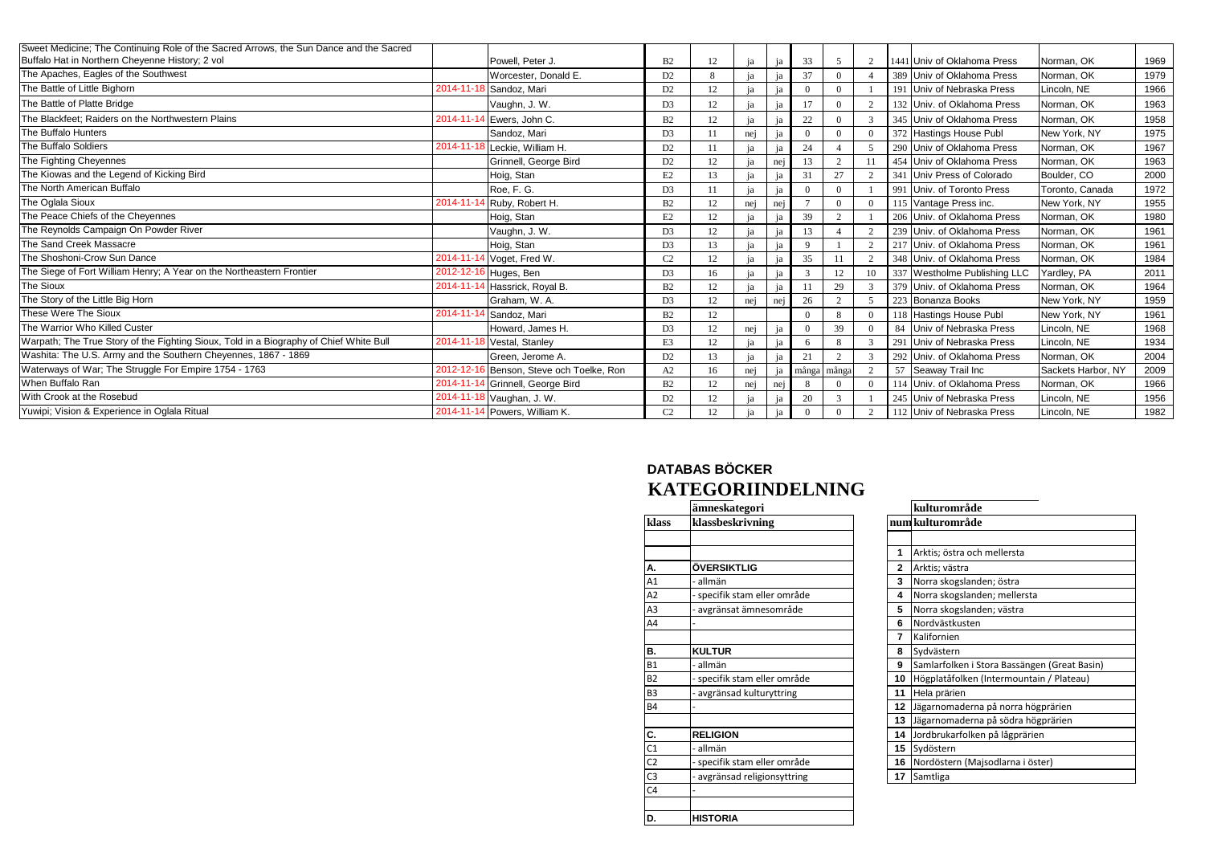| Titel | Datum | Författare | Klass | Kult | | | | | | | Sidor | Förlag | Ort | År |
|---|---|---|---|---|---|---|---|---|---|---|---|---|---|---|
| Sweet Medicine; The Continuing Role of the Sacred Arrows, the Sun Dance and the Sacred Buffalo Hat in Northern Cheyenne History; 2 vol | | Powell, Peter J. | B2 | 12 | ja | ja | 33 | 5 | 2 | | 1441 | Univ of Oklahoma Press | Norman, OK | 1969 |
| The Apaches, Eagles of the Southwest | | Worcester, Donald E. | D2 | 8 | ja | ja | 37 | 0 | 4 | | 389 | Univ of Oklahoma Press | Norman, OK | 1979 |
| The Battle of Little Bighorn | 2014-11-18 | Sandoz, Mari | D2 | 12 | ja | ja | 0 | 0 | 1 | | 191 | Univ of Nebraska Press | Lincoln, NE | 1966 |
| The Battle of Platte Bridge | | Vaughn, J. W. | D3 | 12 | ja | ja | 17 | 0 | 2 | | 132 | Univ. of Oklahoma Press | Norman, OK | 1963 |
| The Blackfeet; Raiders on the Northwestern Plains | 2014-11-14 | Ewers, John C. | B2 | 12 | ja | ja | 22 | 0 | 3 | | 345 | Univ of Oklahoma Press | Norman, OK | 1958 |
| The Buffalo Hunters | | Sandoz, Mari | D3 | 11 | nej | ja | 0 | 0 | 0 | | 372 | Hastings House Publ | New York, NY | 1975 |
| The Buffalo Soldiers | 2014-11-18 | Leckie, William H. | D2 | 11 | ja | ja | 24 | 4 | 5 | | 290 | Univ of Oklahoma Press | Norman, OK | 1967 |
| The Fighting Cheyennes | | Grinnell, George Bird | D2 | 12 | ja | nej | 13 | 2 | 11 | | 454 | Univ of Oklahoma Press | Norman, OK | 1963 |
| The Kiowas and the Legend of Kicking Bird | | Hoig, Stan | E2 | 13 | ja | ja | 31 | 27 | 2 | | 341 | Univ Press of Colorado | Boulder, CO | 2000 |
| The North American Buffalo | | Roe, F. G. | D3 | 11 | ja | ja | 0 | 0 | 1 | | 991 | Univ. of Toronto Press | Toronto, Canada | 1972 |
| The Oglala Sioux | 2014-11-14 | Ruby, Robert H. | B2 | 12 | nej | nej | 7 | 0 | 0 | | 115 | Vantage Press inc. | New York, NY | 1955 |
| The Peace Chiefs of the Cheyennes | | Hoig, Stan | E2 | 12 | ja | ja | 39 | 2 | 1 | | 206 | Univ. of Oklahoma Press | Norman, OK | 1980 |
| The Reynolds Campaign On Powder River | | Vaughn, J. W. | D3 | 12 | ja | ja | 13 | 4 | 2 | | 239 | Univ. of Oklahoma Press | Norman, OK | 1961 |
| The Sand Creek Massacre | | Hoig, Stan | D3 | 13 | ja | ja | 9 | 1 | 2 | | 217 | Univ. of Oklahoma Press | Norman, OK | 1961 |
| The Shoshoni-Crow Sun Dance | 2014-11-14 | Voget, Fred W. | C2 | 12 | ja | ja | 35 | 11 | 2 | | 348 | Univ. of Oklahoma Press | Norman, OK | 1984 |
| The Siege of Fort William Henry; A Year on the Northeastern Frontier | 2012-12-16 | Huges, Ben | D3 | 16 | ja | ja | 3 | 12 | 10 | | 337 | Westholme Publishing LLC | Yardley, PA | 2011 |
| The Sioux | 2014-11-14 | Hassrick, Royal B. | B2 | 12 | ja | ja | 11 | 29 | 3 | | 379 | Univ. of Oklahoma Press | Norman, OK | 1964 |
| The Story of the Little Big Horn | | Graham, W. A. | D3 | 12 | nej | nej | 26 | 2 | 5 | | 223 | Bonanza Books | New York, NY | 1959 |
| These Were The Sioux | 2014-11-14 | Sandoz, Mari | B2 | 12 | | | 0 | 8 | 0 | | 118 | Hastings House Publ | New York, NY | 1961 |
| The Warrior Who Killed Custer | | Howard, James H. | D3 | 12 | nej | ja | 0 | 39 | 0 | | 84 | Univ of Nebraska Press | Lincoln, NE | 1968 |
| Warpath; The True Story of the Fighting Sioux, Told in a Biography of Chief White Bull | 2014-11-18 | Vestal, Stanley | E3 | 12 | ja | ja | 6 | 8 | 3 | | 291 | Univ of Nebraska Press | Lincoln, NE | 1934 |
| Washita: The U.S. Army and the Southern Cheyennes, 1867 - 1869 | | Green, Jerome A. | D2 | 13 | ja | ja | 21 | 2 | 3 | | 292 | Univ. of Oklahoma Press | Norman, OK | 2004 |
| Waterways of War; The Struggle For Empire 1754 - 1763 | 2012-12-16 | Benson, Steve och Toelke, Ron | A2 | 16 | nej | ja | många | många | 2 | | 57 | Seaway Trail Inc | Sackets Harbor, NY | 2009 |
| When Buffalo Ran | 2014-11-14 | Grinnell, George Bird | B2 | 12 | nej | nej | 8 | 0 | 0 | | 114 | Univ. of Oklahoma Press | Norman, OK | 1966 |
| With Crook at the Rosebud | 2014-11-18 | Vaughan, J. W. | D2 | 12 | ja | ja | 20 | 3 | 1 | | 245 | Univ of Nebraska Press | Lincoln, NE | 1956 |
| Yuwipi; Vision & Experience in Oglala Ritual | 2014-11-14 | Powers, William K. | C2 | 12 | ja | ja | 0 | 0 | 2 | | 112 | Univ of Nebraska Press | Lincoln, NE | 1982 |

## DATABAS BÖCKER

# KATEGORIINDELNING

| | ämneskategori |
|---|---|
| **klass** | **klassbeskrivning** |
| | |
| | |
| **A.** | **ÖVERSIKTLIG** |
| A1 | - allmän |
| A2 | - specifik stam eller område |
| A3 | - avgränsat ämnesområde |
| A4 | - |
| | |
| **B.** | **KULTUR** |
| B1 | - allmän |
| B2 | - specifik stam eller område |
| B3 | - avgränsad kulturyttring |
| B4 | - |
| | |
| **C.** | **RELIGION** |
| C1 | - allmän |
| C2 | - specifik stam eller område |
| C3 | - avgränsad religionsyttring |
| C4 | - |
| | |
| **D.** | **HISTORIA** |

| | kulturområde |
|---|---|
| **num** | **kulturområde** |
| | |
| **1** | Arktis; östra och mellersta |
| **2** | Arktis; västra |
| **3** | Norra skogslanden; östra |
| **4** | Norra skogslanden; mellersta |
| **5** | Norra skogslanden; västra |
| **6** | Nordvästkusten |
| **7** | Kalifornien |
| **8** | Sydvästern |
| **9** | Samlarfolken i Stora Bassängen (Great Basin) |
| **10** | Högplatåfolken (Intermountain / Plateau) |
| **11** | Hela prärien |
| **12** | Jägarnomaderna på norra högprärien |
| **13** | Jägarnomaderna på södra högprärien |
| **14** | Jordbrukarfolken på lågprärien |
| **15** | Sydöstern |
| **16** | Nordöstern (Majsodlarna i öster) |
| **17** | Samtliga |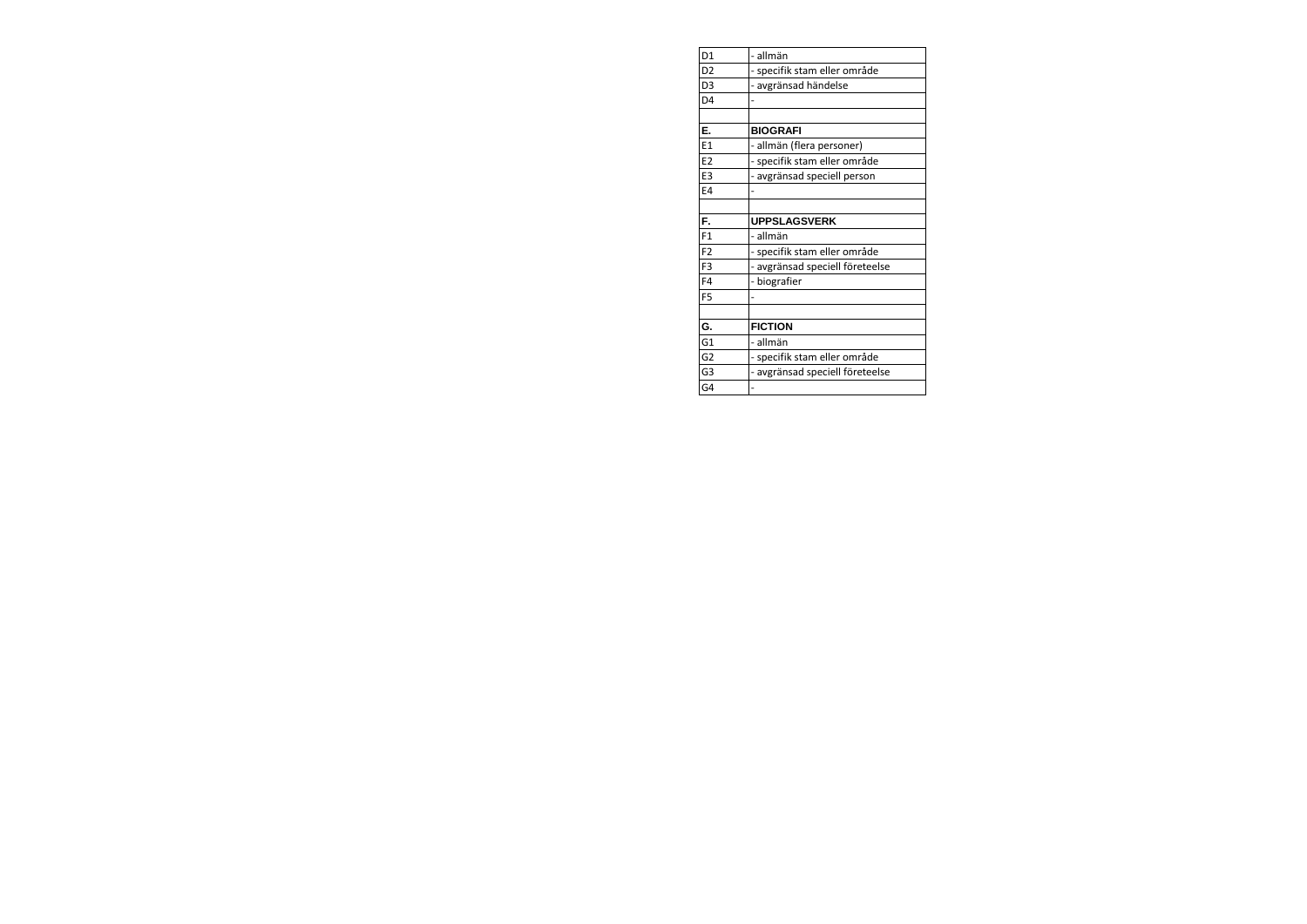| | |
|---|---|
| D1 | - allmän |
| D2 | - specifik stam eller område |
| D3 | - avgränsad händelse |
| D4 | - |
| | |
| **E.** | **BIOGRAFI** |
| E1 | - allmän (flera personer) |
| E2 | - specifik stam eller område |
| E3 | - avgränsad speciell person |
| E4 | - |
| | |
| **F.** | **UPPSLAGSVERK** |
| F1 | - allmän |
| F2 | - specifik stam eller område |
| F3 | - avgränsad speciell företeelse |
| F4 | - biografier |
| F5 | - |
| | |
| **G.** | **FICTION** |
| G1 | - allmän |
| G2 | - specifik stam eller område |
| G3 | - avgränsad speciell företeelse |
| G4 | - |